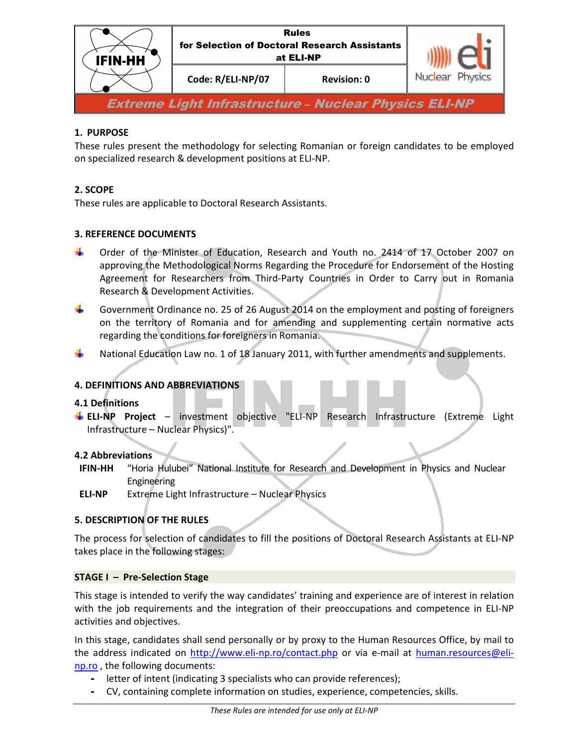| IFIN-HH | Rules for Selection of Doctoral Research Assistants at ELI-NP | | eli Nuclear Physics |
|---|---|---|---|
| | Code: R/ELI-NP/07 | Revision: 0 | |

***Extreme Light Infrastructure – Nuclear Physics ELI-NP***

## 1. PURPOSE

These rules present the methodology for selecting Romanian or foreign candidates to be employed on specialized research & development positions at ELI-NP.

## 2. SCOPE

These rules are applicable to Doctoral Research Assistants.

## 3. REFERENCE DOCUMENTS

- Order of the Minister of Education, Research and Youth no. 2414 of 17 October 2007 on approving the Methodological Norms Regarding the Procedure for Endorsement of the Hosting Agreement for Researchers from Third-Party Countries in Order to Carry out in Romania Research & Development Activities.
- Government Ordinance no. 25 of 26 August 2014 on the employment and posting of foreigners on the territory of Romania and for amending and supplementing certain normative acts regarding the conditions for foreigners in Romania.
- National Education Law no. 1 of 18 January 2011, with further amendments and supplements.

## 4. DEFINITIONS AND ABBREVIATIONS

### 4.1 Definitions

- **ELI-NP Project** – investment objective "ELI-NP Research Infrastructure (Extreme Light Infrastructure – Nuclear Physics)".

### 4.2 Abbreviations

**IFIN-HH** “Horia Hulubei” National Institute for Research and Development in Physics and Nuclear Engineering

**ELI-NP** Extreme Light Infrastructure – Nuclear Physics

## 5. DESCRIPTION OF THE RULES

The process for selection of candidates to fill the positions of Doctoral Research Assistants at ELI-NP takes place in the following stages:

### STAGE I – Pre-Selection Stage

This stage is intended to verify the way candidates’ training and experience are of interest in relation with the job requirements and the integration of their preoccupations and competence in ELI-NP activities and objectives.

In this stage, candidates shall send personally or by proxy to the Human Resources Office, by mail to the address indicated on http://www.eli-np.ro/contact.php or via e-mail at human.resources@eli-np.ro , the following documents:

- letter of intent (indicating 3 specialists who can provide references);
- CV, containing complete information on studies, experience, competencies, skills.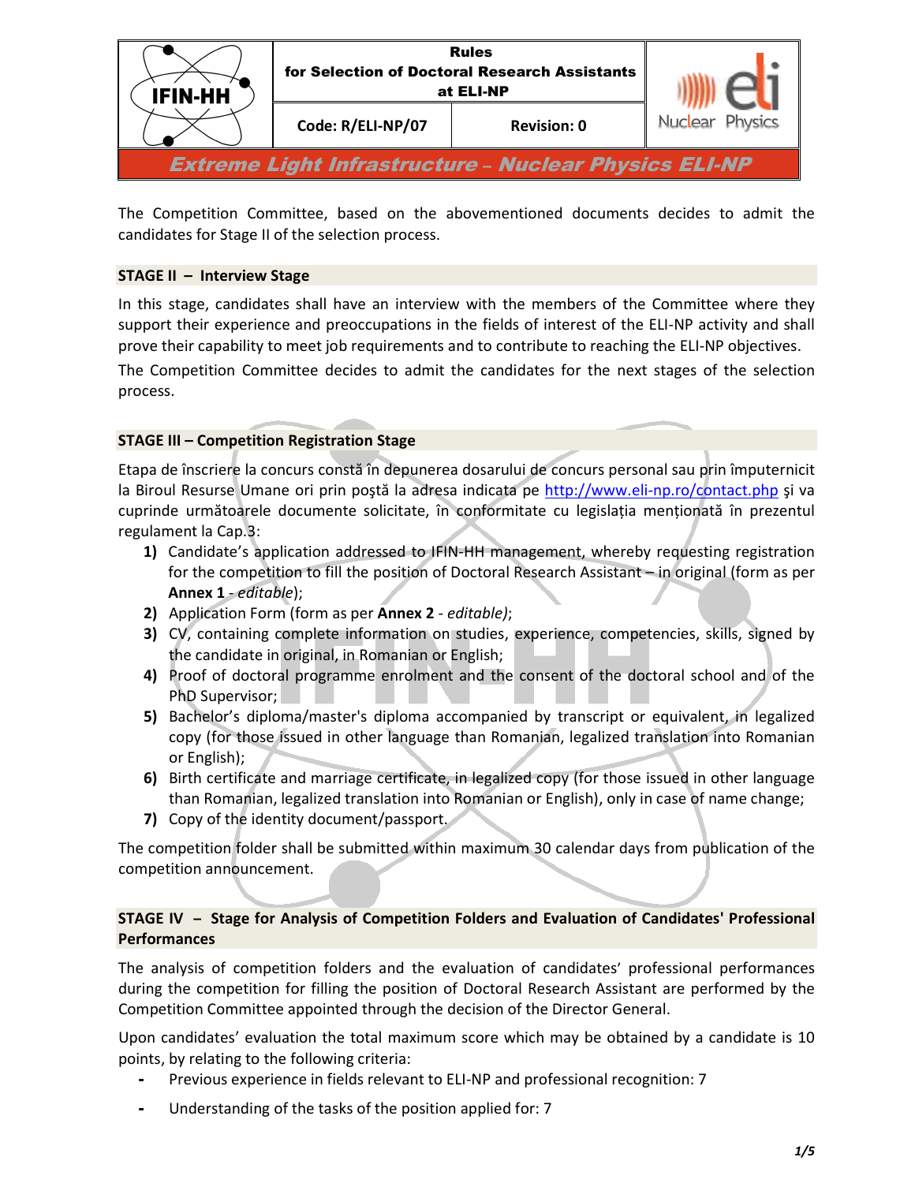The Competition Committee, based on the abovementioned documents decides to admit the candidates for Stage II of the selection process.

**STAGE II – Interview Stage**

In this stage, candidates shall have an interview with the members of the Committee where they support their experience and preoccupations in the fields of interest of the ELI-NP activity and shall prove their capability to meet job requirements and to contribute to reaching the ELI-NP objectives.

The Competition Committee decides to admit the candidates for the next stages of the selection process.

**STAGE III – Competition Registration Stage**

Etapa de înscriere la concurs constă în depunerea dosarului de concurs personal sau prin împuternicit la Biroul Resurse Umane ori prin poştă la adresa indicata pe http://www.eli-np.ro/contact.php şi va cuprinde următoarele documente solicitate, în conformitate cu legislația menționată în prezentul regulament la Cap.3:

1) Candidate's application addressed to IFIN-HH management, whereby requesting registration for the competition to fill the position of Doctoral Research Assistant – in original (form as per **Annex 1** - *editable*);
2) Application Form (form as per **Annex 2** - *editable)*;
3) CV, containing complete information on studies, experience, competencies, skills, signed by the candidate in original, in Romanian or English;
4) Proof of doctoral programme enrolment and the consent of the doctoral school and of the PhD Supervisor;
5) Bachelor's diploma/master's diploma accompanied by transcript or equivalent, in legalized copy (for those issued in other language than Romanian, legalized translation into Romanian or English);
6) Birth certificate and marriage certificate, in legalized copy (for those issued in other language than Romanian, legalized translation into Romanian or English), only in case of name change;
7) Copy of the identity document/passport.

The competition folder shall be submitted within maximum 30 calendar days from publication of the competition announcement.

**STAGE IV – Stage for Analysis of Competition Folders and Evaluation of Candidates' Professional Performances**

The analysis of competition folders and the evaluation of candidates' professional performances during the competition for filling the position of Doctoral Research Assistant are performed by the Competition Committee appointed through the decision of the Director General.

Upon candidates' evaluation the total maximum score which may be obtained by a candidate is 10 points, by relating to the following criteria:

- Previous experience in fields relevant to ELI-NP and professional recognition: 7
- Understanding of the tasks of the position applied for: 7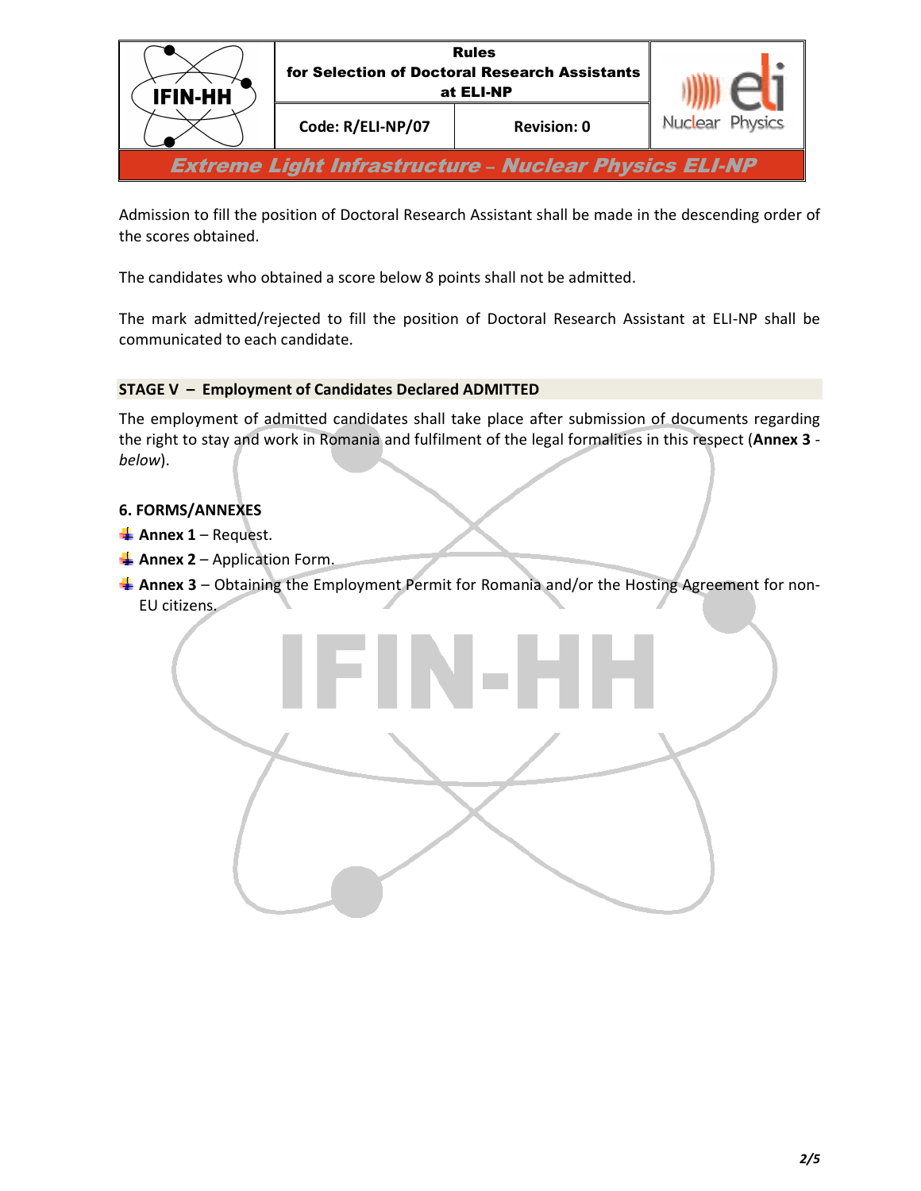Admission to fill the position of Doctoral Research Assistant shall be made in the descending order of the scores obtained.

The candidates who obtained a score below 8 points shall not be admitted.

The mark admitted/rejected to fill the position of Doctoral Research Assistant at ELI-NP shall be communicated to each candidate.

**STAGE V – Employment of Candidates Declared ADMITTED**

The employment of admitted candidates shall take place after submission of documents regarding the right to stay and work in Romania and fulfilment of the legal formalities in this respect (**Annex 3** - *below*).

## 6. FORMS/ANNEXES

- **Annex 1** – Request.
- **Annex 2** – Application Form.
- **Annex 3** – Obtaining the Employment Permit for Romania and/or the Hosting Agreement for non-EU citizens.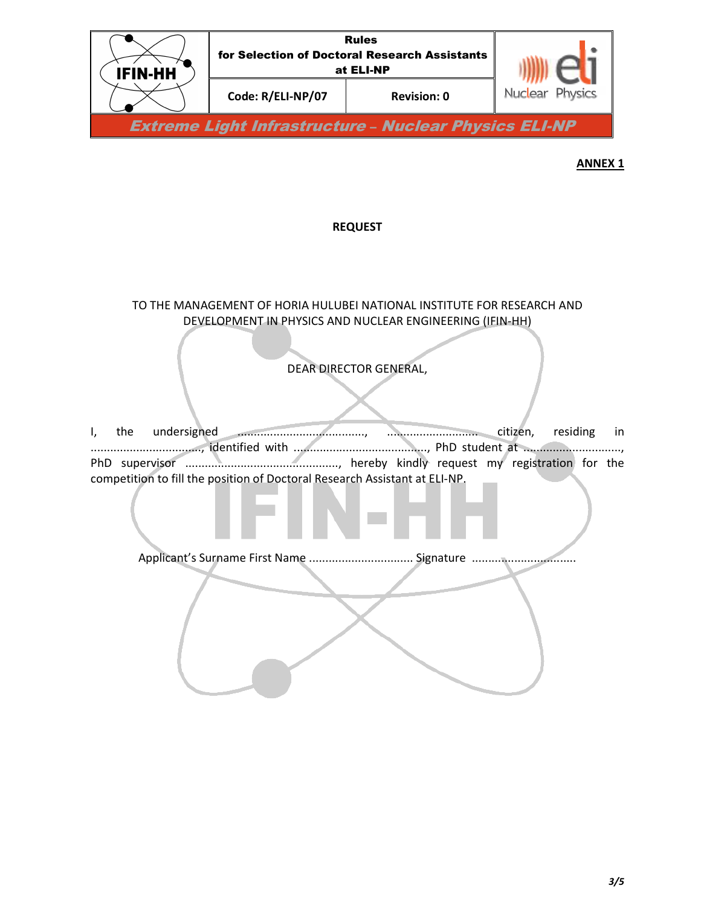**ANNEX 1**

**REQUEST**

TO THE MANAGEMENT OF HORIA HULUBEI NATIONAL INSTITUTE FOR RESEARCH AND DEVELOPMENT IN PHYSICS AND NUCLEAR ENGINEERING (IFIN-HH)

DEAR DIRECTOR GENERAL,

I, the undersigned ......................................, ........................... citizen, residing in ................................, identified with ........................................, PhD student at ............................., PhD supervisor .............................................., hereby kindly request my registration for the competition to fill the position of Doctoral Research Assistant at ELI-NP.

Applicant's Surname First Name ............................... Signature ...............................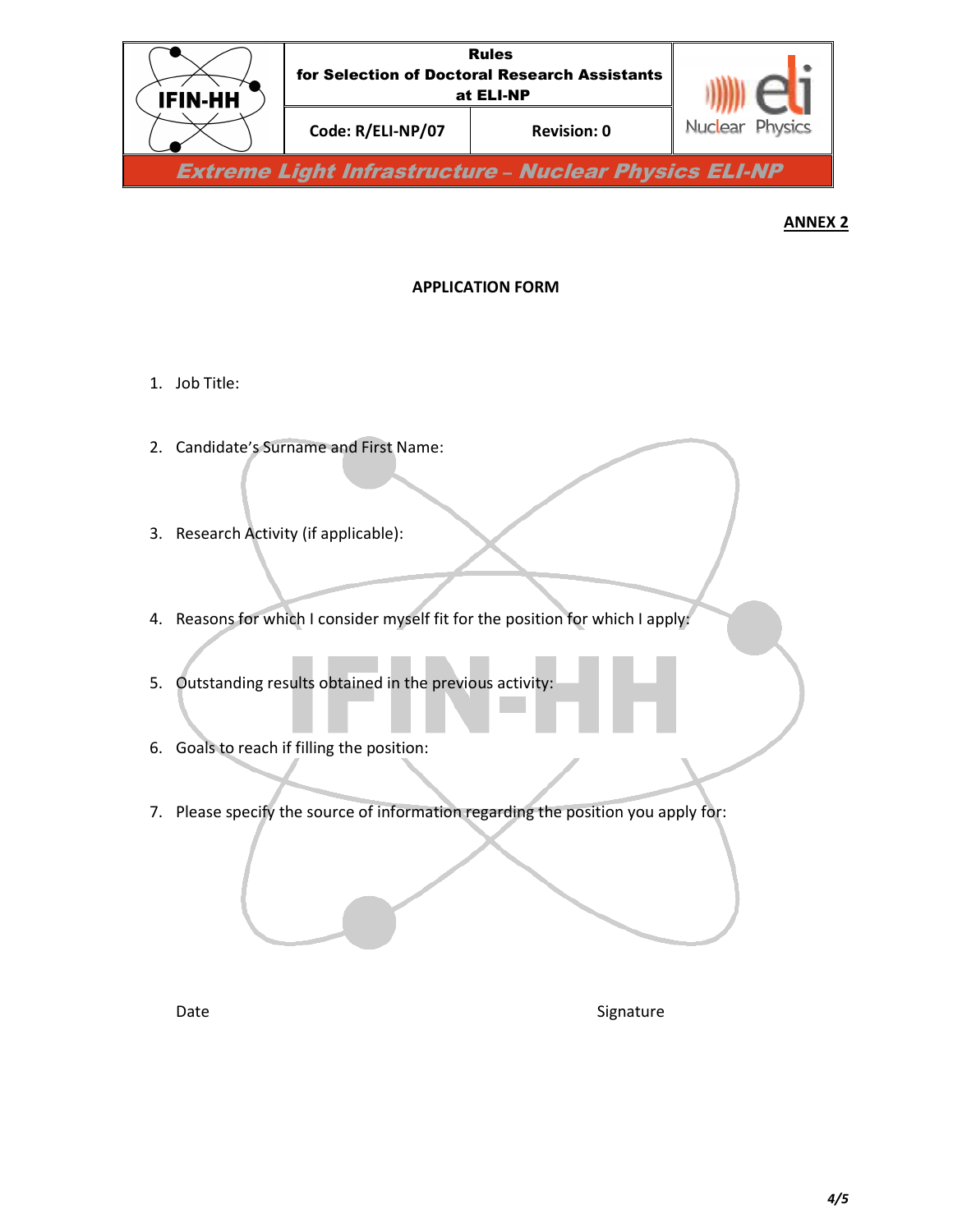**ANNEX 2**

**APPLICATION FORM**

1. Job Title:

2. Candidate's Surname and First Name:

3. Research Activity (if applicable):

4. Reasons for which I consider myself fit for the position for which I apply:

5. Outstanding results obtained in the previous activity:

6. Goals to reach if filling the position:

7. Please specify the source of information regarding the position you apply for:

Date Signature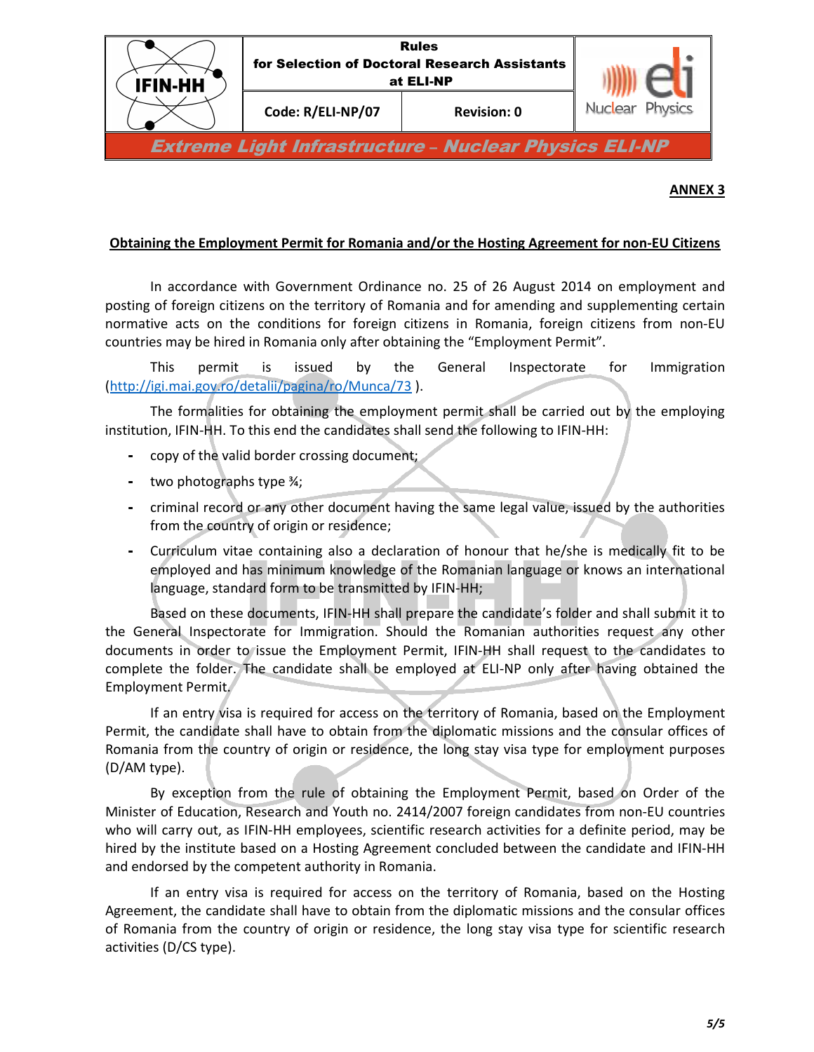**ANNEX 3**

**Obtaining the Employment Permit for Romania and/or the Hosting Agreement for non-EU Citizens**

In accordance with Government Ordinance no. 25 of 26 August 2014 on employment and posting of foreign citizens on the territory of Romania and for amending and supplementing certain normative acts on the conditions for foreign citizens in Romania, foreign citizens from non-EU countries may be hired in Romania only after obtaining the "Employment Permit".

This permit is issued by the General Inspectorate for Immigration (http://igi.mai.gov.ro/detalii/pagina/ro/Munca/73 ).

The formalities for obtaining the employment permit shall be carried out by the employing institution, IFIN-HH. To this end the candidates shall send the following to IFIN-HH:

- copy of the valid border crossing document;
- two photographs type ¾;
- criminal record or any other document having the same legal value, issued by the authorities from the country of origin or residence;
- Curriculum vitae containing also a declaration of honour that he/she is medically fit to be employed and has minimum knowledge of the Romanian language or knows an international language, standard form to be transmitted by IFIN-HH;

Based on these documents, IFIN-HH shall prepare the candidate's folder and shall submit it to the General Inspectorate for Immigration. Should the Romanian authorities request any other documents in order to issue the Employment Permit, IFIN-HH shall request to the candidates to complete the folder. The candidate shall be employed at ELI-NP only after having obtained the Employment Permit.

If an entry visa is required for access on the territory of Romania, based on the Employment Permit, the candidate shall have to obtain from the diplomatic missions and the consular offices of Romania from the country of origin or residence, the long stay visa type for employment purposes (D/AM type).

By exception from the rule of obtaining the Employment Permit, based on Order of the Minister of Education, Research and Youth no. 2414/2007 foreign candidates from non-EU countries who will carry out, as IFIN-HH employees, scientific research activities for a definite period, may be hired by the institute based on a Hosting Agreement concluded between the candidate and IFIN-HH and endorsed by the competent authority in Romania.

If an entry visa is required for access on the territory of Romania, based on the Hosting Agreement, the candidate shall have to obtain from the diplomatic missions and the consular offices of Romania from the country of origin or residence, the long stay visa type for scientific research activities (D/CS type).